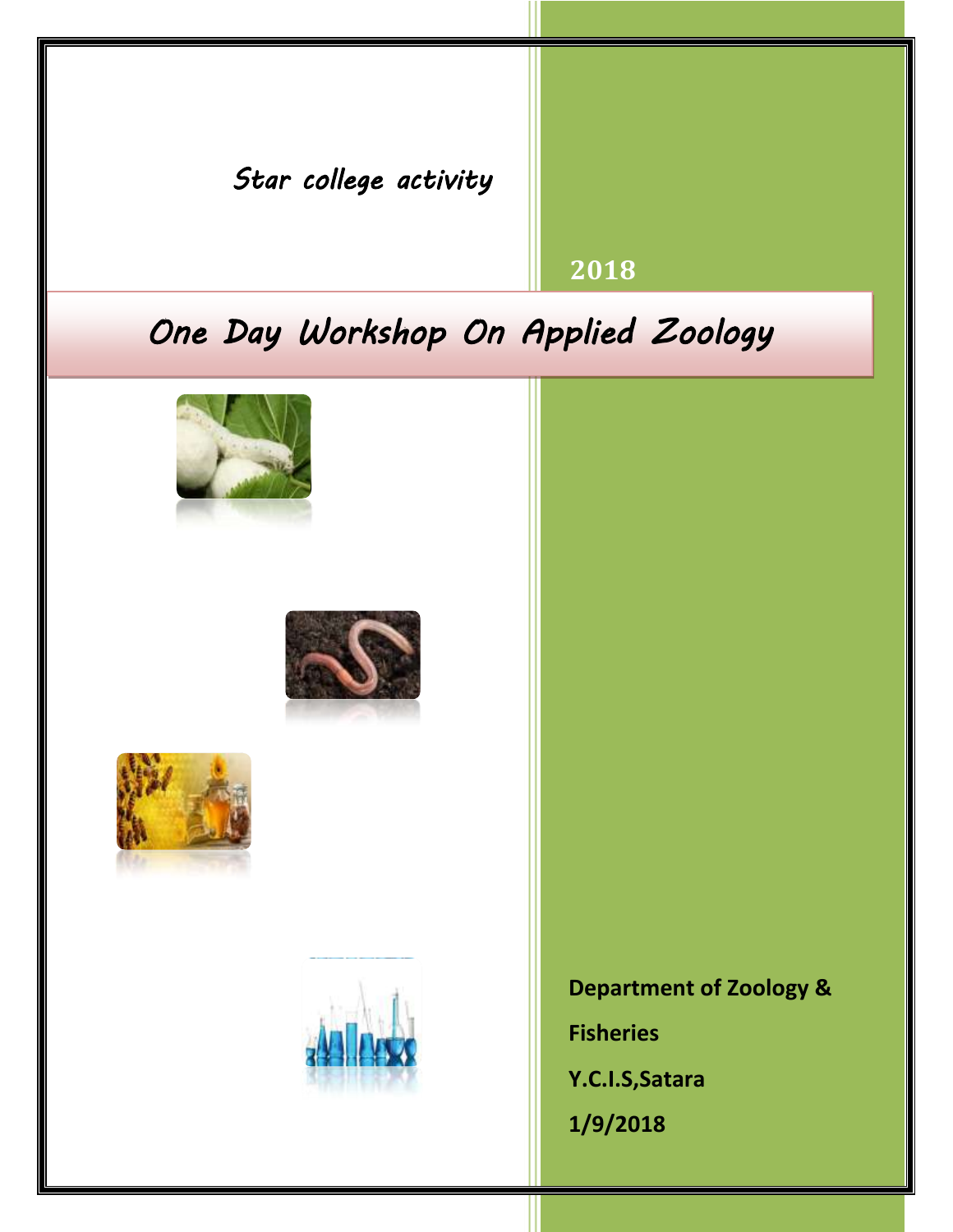*Star college activity*

**2018**

# *One Day Workshop On Applied Zoology*

**Department of Zoology & Fisheries**

**Y.C.I.S,Satara**

**1/9/2018**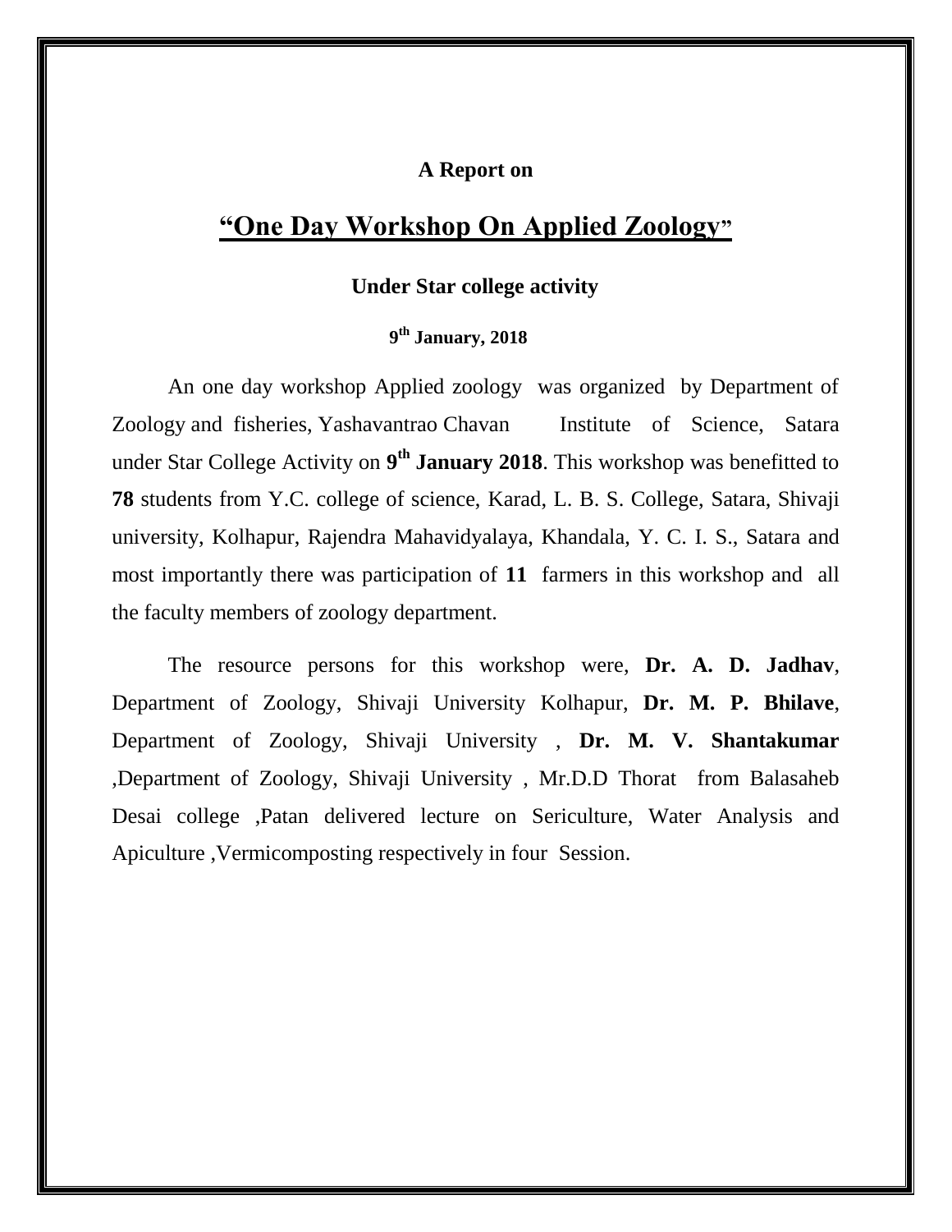**A Report on**

# "One Day Workshop On Applied Zoology"

**Under Star college activity**

**9th January, 2018**

An one day workshop Applied zoology was organized by Department of Zoology and fisheries, Yashavantrao Chavan Institute of Science, Satara under Star College Activity on **9th January 2018**. This workshop was benefitted to **78** students from Y.C. college of science, Karad, L. B. S. College, Satara, Shivaji university, Kolhapur, Rajendra Mahavidyalaya, Khandala, Y. C. I. S., Satara and most importantly there was participation of **11** farmers in this workshop and all the faculty members of zoology department.

The resource persons for this workshop were, **Dr. A. D. Jadhav**, Department of Zoology, Shivaji University Kolhapur, **Dr. M. P. Bhilave**, Department of Zoology, Shivaji University , **Dr. M. V. Shantakumar** ,Department of Zoology, Shivaji University , Mr.D.D Thorat from Balasaheb Desai college ,Patan delivered lecture on Sericulture, Water Analysis and Apiculture ,Vermicomposting respectively in four Session.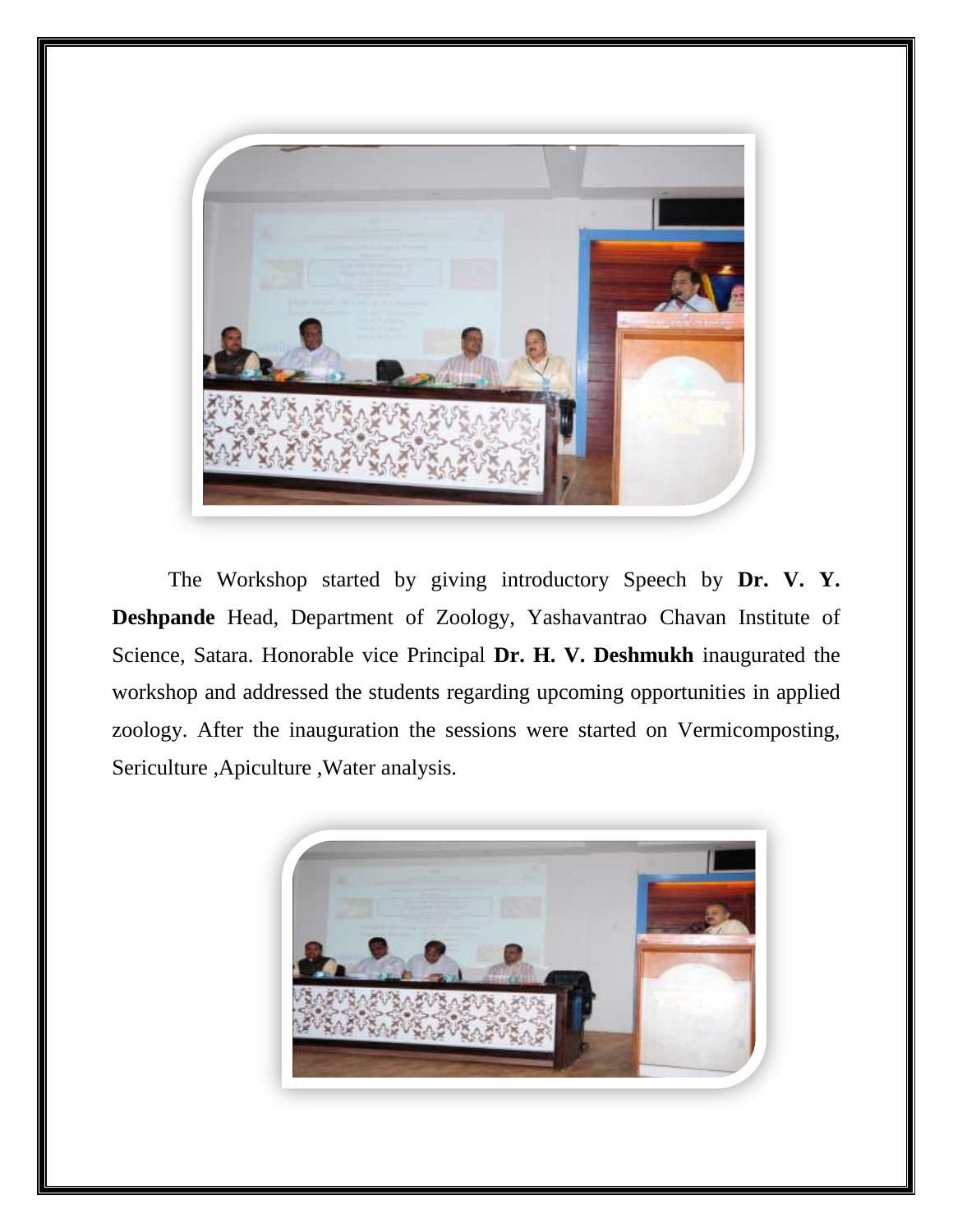The Workshop started by giving introductory Speech by **Dr. V. Y. Deshpande** Head, Department of Zoology, Yashavantrao Chavan Institute of Science, Satara. Honorable vice Principal **Dr. H. V. Deshmukh** inaugurated the workshop and addressed the students regarding upcoming opportunities in applied zoology. After the inauguration the sessions were started on Vermicomposting, Sericulture ,Apiculture ,Water analysis.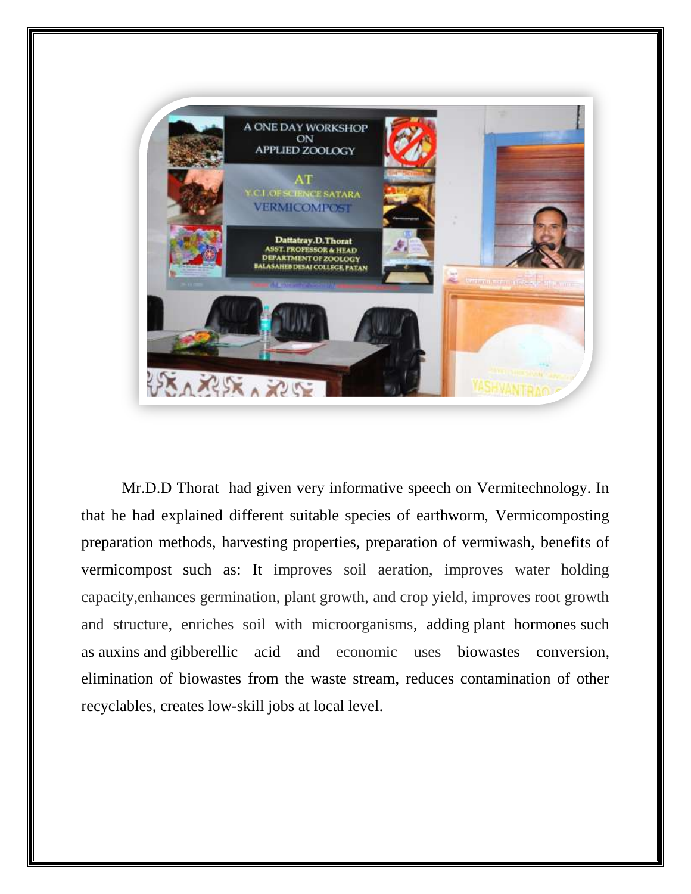Mr.D.D Thorat had given very informative speech on Vermitechnology. In that he had explained different suitable species of earthworm, Vermicomposting preparation methods, harvesting properties, preparation of vermiwash, benefits of vermicompost such as: It improves soil aeration, improves water holding capacity,enhances germination, plant growth, and crop yield, improves root growth and structure, enriches soil with microorganisms, adding plant hormones such as auxins and gibberellic acid and economic uses biowastes conversion, elimination of biowastes from the waste stream, reduces contamination of other recyclables, creates low-skill jobs at local level.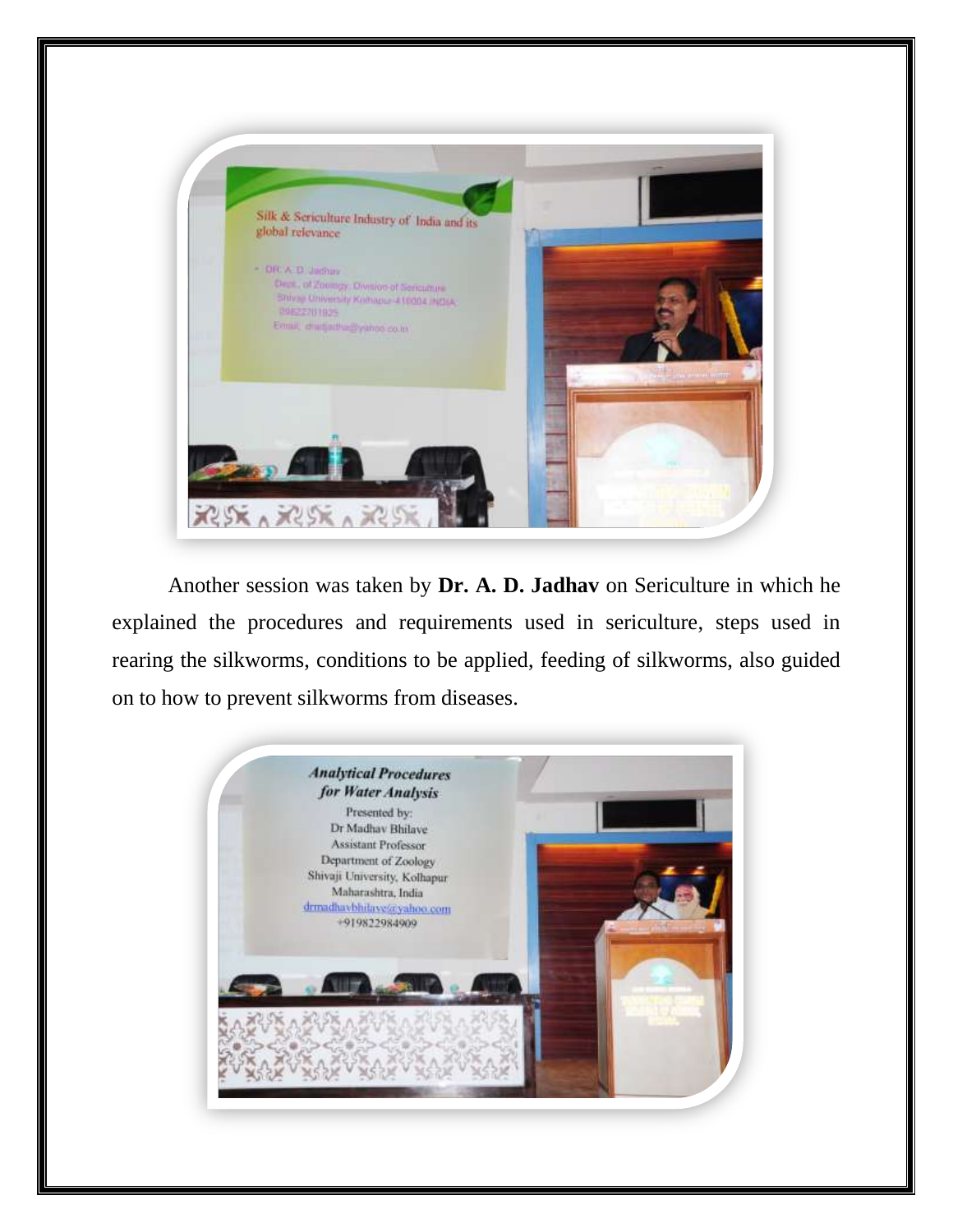Another session was taken by **Dr. A. D. Jadhav** on Sericulture in which he explained the procedures and requirements used in sericulture, steps used in rearing the silkworms, conditions to be applied, feeding of silkworms, also guided on to how to prevent silkworms from diseases.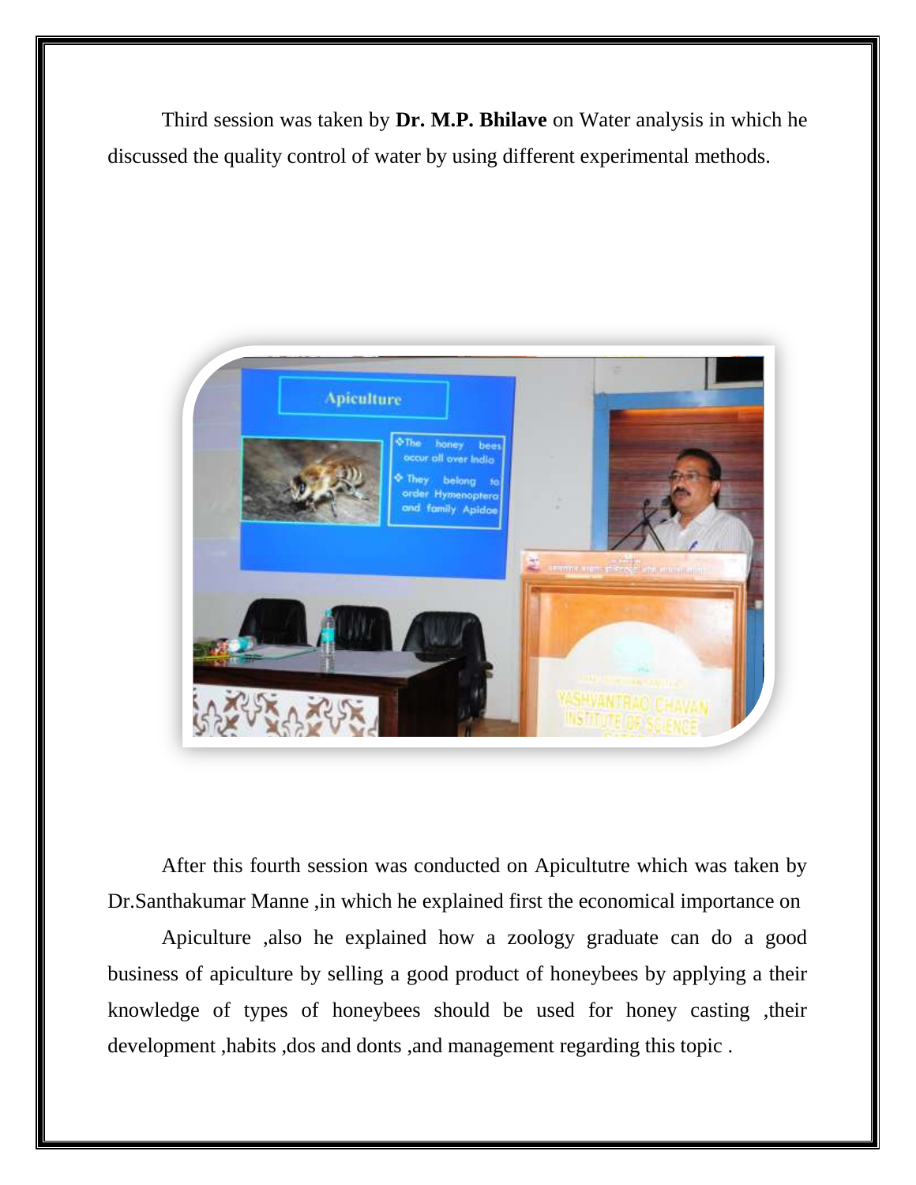Third session was taken by **Dr. M.P. Bhilave** on Water analysis in which he discussed the quality control of water by using different experimental methods.

After this fourth session was conducted on Apicultutre which was taken by Dr.Santhakumar Manne ,in which he explained first the economical importance on

Apiculture ,also he explained how a zoology graduate can do a good business of apiculture by selling a good product of honeybees by applying a their knowledge of types of honeybees should be used for honey casting ,their development ,habits ,dos and donts ,and management regarding this topic .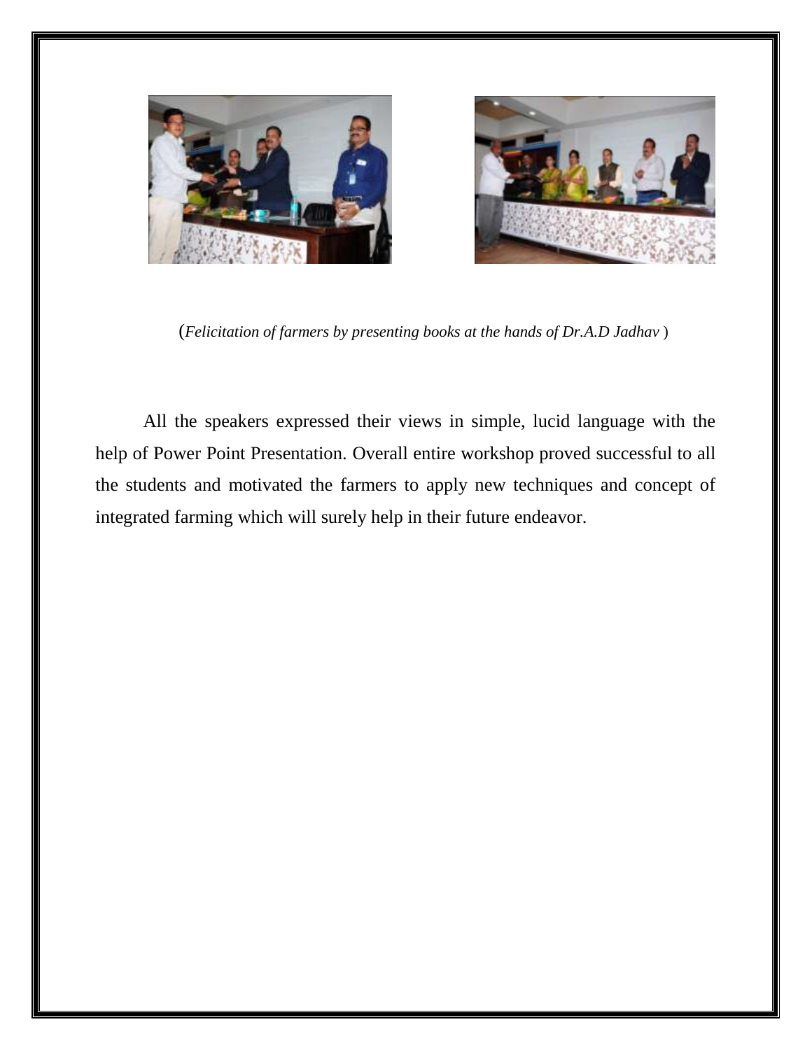(*Felicitation of farmers by presenting books at the hands of Dr.A.D Jadhav* )

All the speakers expressed their views in simple, lucid language with the help of Power Point Presentation. Overall entire workshop proved successful to all the students and motivated the farmers to apply new techniques and concept of integrated farming which will surely help in their future endeavor.